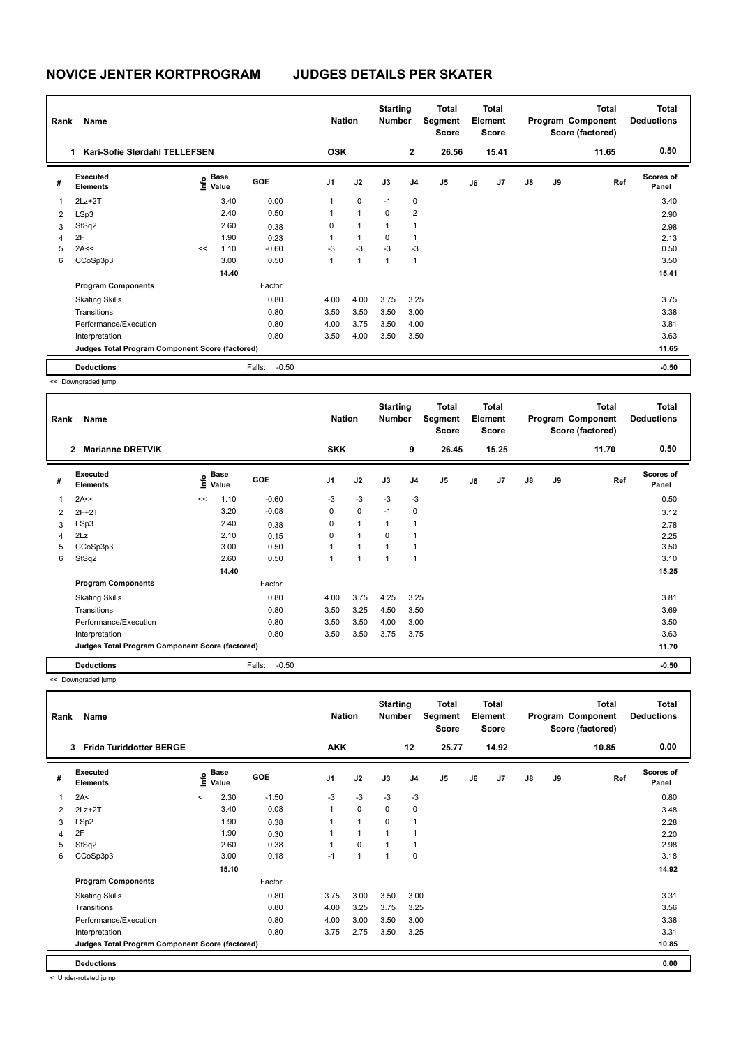# NOVICE JENTER KORTPROGRAM JUDGES DETAILS PER SKATER

| Rank | Name | Nation | Starting Number | Total Segment Score | Total Element Score | Total Program Component Score (factored) | Total Deductions |
|---|---|---|---|---|---|---|---|
| 1 | Kari-Sofie Slørdahl TELLEFSEN | OSK | 2 | 26.56 | 15.41 | 11.65 | 0.50 |

| # | Executed Elements | Info | Base Value | GOE | J1 | J2 | J3 | J4 | J5 | J6 | J7 | J8 | J9 | Ref | Scores of Panel |
|---|---|---|---|---|---|---|---|---|---|---|---|---|---|---|---|
| 1 | 2Lz+2T | | 3.40 | 0.00 | 1 | 0 | -1 | 0 | | | | | | | 3.40 |
| 2 | LSp3 | | 2.40 | 0.50 | 1 | 1 | 0 | 2 | | | | | | | 2.90 |
| 3 | StSq2 | | 2.60 | 0.38 | 0 | 1 | 1 | 1 | | | | | | | 2.98 |
| 4 | 2F | | 1.90 | 0.23 | 1 | 1 | 0 | 1 | | | | | | | 2.13 |
| 5 | 2A<< | << | 1.10 | -0.60 | -3 | -3 | -3 | -3 | | | | | | | 0.50 |
| 6 | CCoSp3p3 | | 3.00 | 0.50 | 1 | 1 | 1 | 1 | | | | | | | 3.50 |
| | | | 14.40 | | | | | | | | | | | | 15.41 |
| | **Program Components** | | | Factor | | | | | | | | | | | |
| | Skating Skills | | | 0.80 | 4.00 | 4.00 | 3.75 | 3.25 | | | | | | | 3.75 |
| | Transitions | | | 0.80 | 3.50 | 3.50 | 3.50 | 3.00 | | | | | | | 3.38 |
| | Performance/Execution | | | 0.80 | 4.00 | 3.75 | 3.50 | 4.00 | | | | | | | 3.81 |
| | Interpretation | | | 0.80 | 3.50 | 4.00 | 3.50 | 3.50 | | | | | | | 3.63 |
| | **Judges Total Program Component Score (factored)** | | | | | | | | | | | | | | 11.65 |
| | **Deductions** | | | Falls: -0.50 | | | | | | | | | | | -0.50 |

<< Downgraded jump

| Rank | Name | Nation | Starting Number | Total Segment Score | Total Element Score | Total Program Component Score (factored) | Total Deductions |
|---|---|---|---|---|---|---|---|
| 2 | Marianne DRETVIK | SKK | 9 | 26.45 | 15.25 | 11.70 | 0.50 |

| # | Executed Elements | Info | Base Value | GOE | J1 | J2 | J3 | J4 | J5 | J6 | J7 | J8 | J9 | Ref | Scores of Panel |
|---|---|---|---|---|---|---|---|---|---|---|---|---|---|---|---|
| 1 | 2A<< | << | 1.10 | -0.60 | -3 | -3 | -3 | -3 | | | | | | | 0.50 |
| 2 | 2F+2T | | 3.20 | -0.08 | 0 | 0 | -1 | 0 | | | | | | | 3.12 |
| 3 | LSp3 | | 2.40 | 0.38 | 0 | 1 | 1 | 1 | | | | | | | 2.78 |
| 4 | 2Lz | | 2.10 | 0.15 | 0 | 1 | 0 | 1 | | | | | | | 2.25 |
| 5 | CCoSp3p3 | | 3.00 | 0.50 | 1 | 1 | 1 | 1 | | | | | | | 3.50 |
| 6 | StSq2 | | 2.60 | 0.50 | 1 | 1 | 1 | 1 | | | | | | | 3.10 |
| | | | 14.40 | | | | | | | | | | | | 15.25 |
| | **Program Components** | | | Factor | | | | | | | | | | | |
| | Skating Skills | | | 0.80 | 4.00 | 3.75 | 4.25 | 3.25 | | | | | | | 3.81 |
| | Transitions | | | 0.80 | 3.50 | 3.25 | 4.50 | 3.50 | | | | | | | 3.69 |
| | Performance/Execution | | | 0.80 | 3.50 | 3.50 | 4.00 | 3.00 | | | | | | | 3.50 |
| | Interpretation | | | 0.80 | 3.50 | 3.50 | 3.75 | 3.75 | | | | | | | 3.63 |
| | **Judges Total Program Component Score (factored)** | | | | | | | | | | | | | | 11.70 |
| | **Deductions** | | | Falls: -0.50 | | | | | | | | | | | -0.50 |

<< Downgraded jump

| Rank | Name | Nation | Starting Number | Total Segment Score | Total Element Score | Total Program Component Score (factored) | Total Deductions |
|---|---|---|---|---|---|---|---|
| 3 | Frida Turiddotter BERGE | AKK | 12 | 25.77 | 14.92 | 10.85 | 0.00 |

| # | Executed Elements | Info | Base Value | GOE | J1 | J2 | J3 | J4 | J5 | J6 | J7 | J8 | J9 | Ref | Scores of Panel |
|---|---|---|---|---|---|---|---|---|---|---|---|---|---|---|---|
| 1 | 2A< | < | 2.30 | -1.50 | -3 | -3 | -3 | -3 | | | | | | | 0.80 |
| 2 | 2Lz+2T | | 3.40 | 0.08 | 1 | 0 | 0 | 0 | | | | | | | 3.48 |
| 3 | LSp2 | | 1.90 | 0.38 | 1 | 1 | 0 | 1 | | | | | | | 2.28 |
| 4 | 2F | | 1.90 | 0.30 | 1 | 1 | 1 | 1 | | | | | | | 2.20 |
| 5 | StSq2 | | 2.60 | 0.38 | 1 | 0 | 1 | 1 | | | | | | | 2.98 |
| 6 | CCoSp3p3 | | 3.00 | 0.18 | -1 | 1 | 1 | 0 | | | | | | | 3.18 |
| | | | 15.10 | | | | | | | | | | | | 14.92 |
| | **Program Components** | | | Factor | | | | | | | | | | | |
| | Skating Skills | | | 0.80 | 3.75 | 3.00 | 3.50 | 3.00 | | | | | | | 3.31 |
| | Transitions | | | 0.80 | 4.00 | 3.25 | 3.75 | 3.25 | | | | | | | 3.56 |
| | Performance/Execution | | | 0.80 | 4.00 | 3.00 | 3.50 | 3.00 | | | | | | | 3.38 |
| | Interpretation | | | 0.80 | 3.75 | 2.75 | 3.50 | 3.25 | | | | | | | 3.31 |
| | **Judges Total Program Component Score (factored)** | | | | | | | | | | | | | | 10.85 |
| | **Deductions** | | | | | | | | | | | | | | 0.00 |

< Under-rotated jump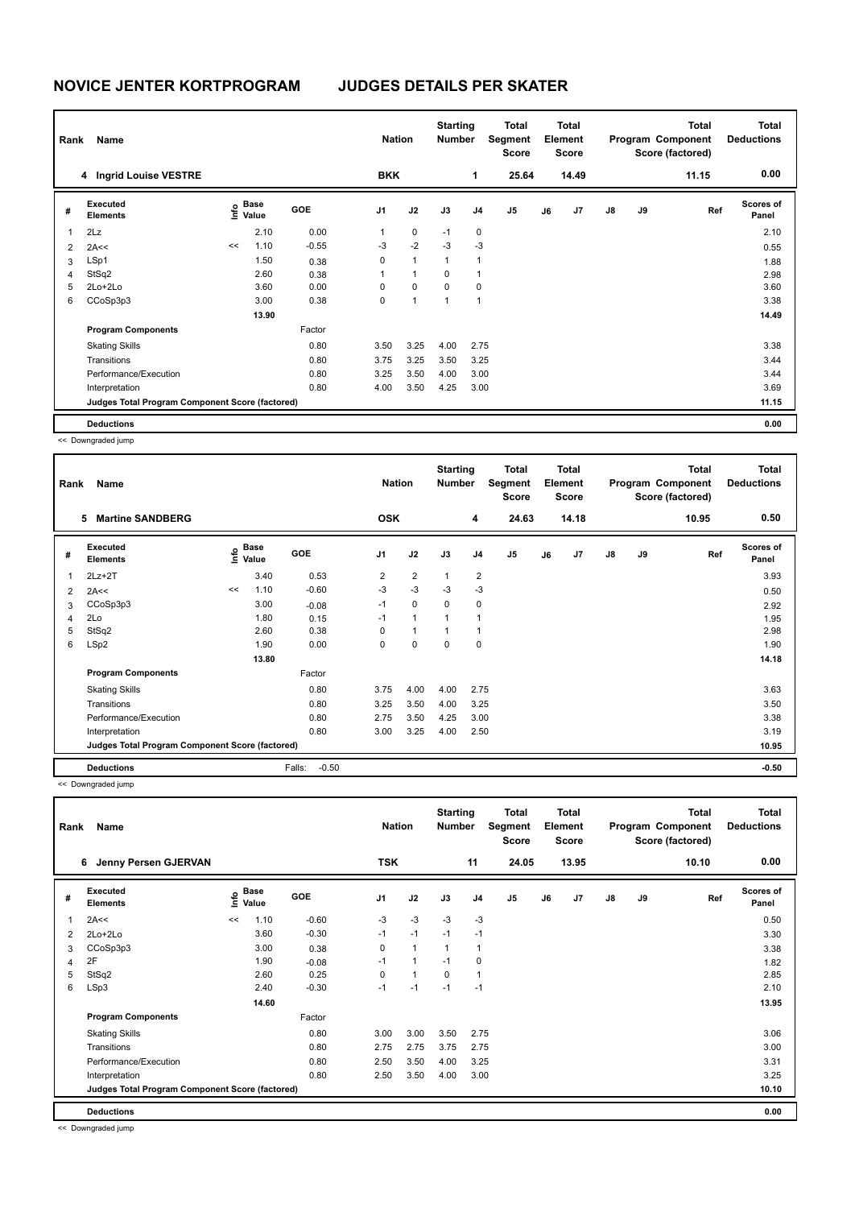# NOVICE JENTER KORTPROGRAM    JUDGES DETAILS PER SKATER

| Rank | Name | Nation | Starting Number | Total Segment Score | Total Element Score | Total Program Component Score (factored) | Total Deductions |
|---|---|---|---|---|---|---|---|
| 4 | Ingrid Louise VESTRE | BKK | 1 | 25.64 | 14.49 | 11.15 | 0.00 |

| # | Executed Elements | Info | Base Value | GOE | J1 | J2 | J3 | J4 | J5 | J6 | J7 | J8 | J9 | Ref | Scores of Panel |
|---|---|---|---|---|---|---|---|---|---|---|---|---|---|---|---|
| 1 | 2Lz | | 2.10 | 0.00 | 1 | 0 | -1 | 0 | | | | | | | 2.10 |
| 2 | 2A<< | << | 1.10 | -0.55 | -3 | -2 | -3 | -3 | | | | | | | 0.55 |
| 3 | LSp1 | | 1.50 | 0.38 | 0 | 1 | 1 | 1 | | | | | | | 1.88 |
| 4 | StSq2 | | 2.60 | 0.38 | 1 | 1 | 0 | 1 | | | | | | | 2.98 |
| 5 | 2Lo+2Lo | | 3.60 | 0.00 | 0 | 0 | 0 | 0 | | | | | | | 3.60 |
| 6 | CCoSp3p3 | | 3.00 | 0.38 | 0 | 1 | 1 | 1 | | | | | | | 3.38 |
| | | | 13.90 | | | | | | | | | | | | 14.49 |
| | **Program Components** | | | Factor | | | | | | | | | | | |
| | Skating Skills | | | 0.80 | 3.50 | 3.25 | 4.00 | 2.75 | | | | | | | 3.38 |
| | Transitions | | | 0.80 | 3.75 | 3.25 | 3.50 | 3.25 | | | | | | | 3.44 |
| | Performance/Execution | | | 0.80 | 3.25 | 3.50 | 4.00 | 3.00 | | | | | | | 3.44 |
| | Interpretation | | | 0.80 | 4.00 | 3.50 | 4.25 | 3.00 | | | | | | | 3.69 |
| | **Judges Total Program Component Score (factored)** | | | | | | | | | | | | | | 11.15 |
| | **Deductions** | | | | | | | | | | | | | | 0.00 |

<< Downgraded jump

| Rank | Name | Nation | Starting Number | Total Segment Score | Total Element Score | Total Program Component Score (factored) | Total Deductions |
|---|---|---|---|---|---|---|---|
| 5 | Martine SANDBERG | OSK | 4 | 24.63 | 14.18 | 10.95 | 0.50 |

| # | Executed Elements | Info | Base Value | GOE | J1 | J2 | J3 | J4 | J5 | J6 | J7 | J8 | J9 | Ref | Scores of Panel |
|---|---|---|---|---|---|---|---|---|---|---|---|---|---|---|---|
| 1 | 2Lz+2T | | 3.40 | 0.53 | 2 | 2 | 1 | 2 | | | | | | | 3.93 |
| 2 | 2A<< | << | 1.10 | -0.60 | -3 | -3 | -3 | -3 | | | | | | | 0.50 |
| 3 | CCoSp3p3 | | 3.00 | -0.08 | -1 | 0 | 0 | 0 | | | | | | | 2.92 |
| 4 | 2Lo | | 1.80 | 0.15 | -1 | 1 | 1 | 1 | | | | | | | 1.95 |
| 5 | StSq2 | | 2.60 | 0.38 | 0 | 1 | 1 | 1 | | | | | | | 2.98 |
| 6 | LSp2 | | 1.90 | 0.00 | 0 | 0 | 0 | 0 | | | | | | | 1.90 |
| | | | 13.80 | | | | | | | | | | | | 14.18 |
| | **Program Components** | | | Factor | | | | | | | | | | | |
| | Skating Skills | | | 0.80 | 3.75 | 4.00 | 4.00 | 2.75 | | | | | | | 3.63 |
| | Transitions | | | 0.80 | 3.25 | 3.50 | 4.00 | 3.25 | | | | | | | 3.50 |
| | Performance/Execution | | | 0.80 | 2.75 | 3.50 | 4.25 | 3.00 | | | | | | | 3.38 |
| | Interpretation | | | 0.80 | 3.00 | 3.25 | 4.00 | 2.50 | | | | | | | 3.19 |
| | **Judges Total Program Component Score (factored)** | | | | | | | | | | | | | | 10.95 |
| | **Deductions** | | | Falls: -0.50 | | | | | | | | | | | -0.50 |

<< Downgraded jump

| Rank | Name | Nation | Starting Number | Total Segment Score | Total Element Score | Total Program Component Score (factored) | Total Deductions |
|---|---|---|---|---|---|---|---|
| 6 | Jenny Persen GJERVAN | TSK | 11 | 24.05 | 13.95 | 10.10 | 0.00 |

| # | Executed Elements | Info | Base Value | GOE | J1 | J2 | J3 | J4 | J5 | J6 | J7 | J8 | J9 | Ref | Scores of Panel |
|---|---|---|---|---|---|---|---|---|---|---|---|---|---|---|---|
| 1 | 2A<< | << | 1.10 | -0.60 | -3 | -3 | -3 | -3 | | | | | | | 0.50 |
| 2 | 2Lo+2Lo | | 3.60 | -0.30 | -1 | -1 | -1 | -1 | | | | | | | 3.30 |
| 3 | CCoSp3p3 | | 3.00 | 0.38 | 0 | 1 | 1 | 1 | | | | | | | 3.38 |
| 4 | 2F | | 1.90 | -0.08 | -1 | 1 | -1 | 0 | | | | | | | 1.82 |
| 5 | StSq2 | | 2.60 | 0.25 | 0 | 1 | 0 | 1 | | | | | | | 2.85 |
| 6 | LSp3 | | 2.40 | -0.30 | -1 | -1 | -1 | -1 | | | | | | | 2.10 |
| | | | 14.60 | | | | | | | | | | | | 13.95 |
| | **Program Components** | | | Factor | | | | | | | | | | | |
| | Skating Skills | | | 0.80 | 3.00 | 3.00 | 3.50 | 2.75 | | | | | | | 3.06 |
| | Transitions | | | 0.80 | 2.75 | 2.75 | 3.75 | 2.75 | | | | | | | 3.00 |
| | Performance/Execution | | | 0.80 | 2.50 | 3.50 | 4.00 | 3.25 | | | | | | | 3.31 |
| | Interpretation | | | 0.80 | 2.50 | 3.50 | 4.00 | 3.00 | | | | | | | 3.25 |
| | **Judges Total Program Component Score (factored)** | | | | | | | | | | | | | | 10.10 |
| | **Deductions** | | | | | | | | | | | | | | 0.00 |

<< Downgraded jump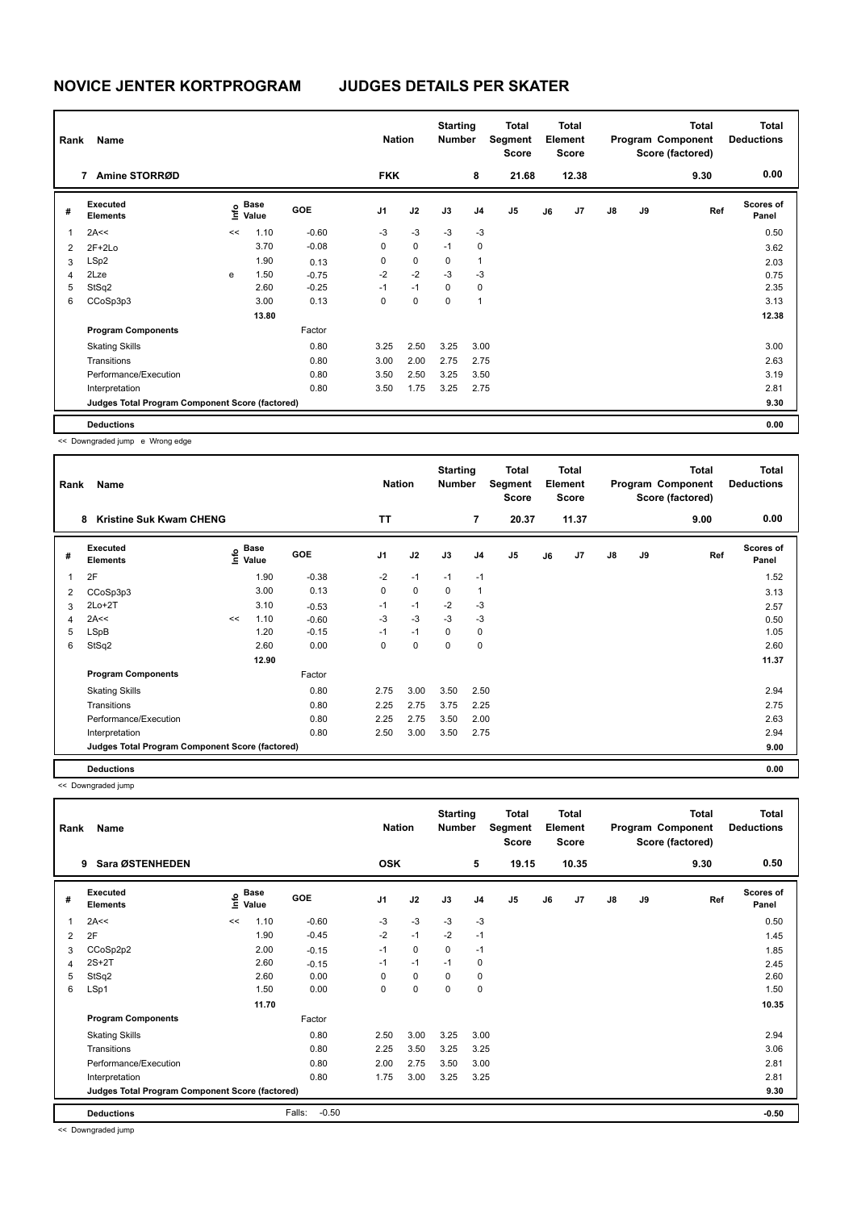# NOVICE JENTER KORTPROGRAM JUDGES DETAILS PER SKATER

| Rank | Name | Nation | Starting Number | Total Segment Score | Total Element Score | Total Program Component Score (factored) | Total Deductions |
|---|---|---|---|---|---|---|---|
| 7 | Amine STORRØD | FKK | 8 | 21.68 | 12.38 | 9.30 | 0.00 |

| # | Executed Elements | Info | Base Value | GOE | J1 | J2 | J3 | J4 | J5 | J6 | J7 | J8 | J9 | Ref | Scores of Panel |
|---|---|---|---|---|---|---|---|---|---|---|---|---|---|---|---|
| 1 | 2A<< | << | 1.10 | -0.60 | -3 | -3 | -3 | -3 | | | | | | | 0.50 |
| 2 | 2F+2Lo | | 3.70 | -0.08 | 0 | 0 | -1 | 0 | | | | | | | 3.62 |
| 3 | LSp2 | | 1.90 | 0.13 | 0 | 0 | 0 | 1 | | | | | | | 2.03 |
| 4 | 2Lze | e | 1.50 | -0.75 | -2 | -2 | -3 | -3 | | | | | | | 0.75 |
| 5 | StSq2 | | 2.60 | -0.25 | -1 | -1 | 0 | 0 | | | | | | | 2.35 |
| 6 | CCoSp3p3 | | 3.00 | 0.13 | 0 | 0 | 0 | 1 | | | | | | | 3.13 |
| | | | 13.80 | | | | | | | | | | | | 12.38 |
| | **Program Components** | | | Factor | | | | | | | | | | | |
| | Skating Skills | | | 0.80 | 3.25 | 2.50 | 3.25 | 3.00 | | | | | | | 3.00 |
| | Transitions | | | 0.80 | 3.00 | 2.00 | 2.75 | 2.75 | | | | | | | 2.63 |
| | Performance/Execution | | | 0.80 | 3.50 | 2.50 | 3.25 | 3.50 | | | | | | | 3.19 |
| | Interpretation | | | 0.80 | 3.50 | 1.75 | 3.25 | 2.75 | | | | | | | 2.81 |
| | **Judges Total Program Component Score (factored)** | | | | | | | | | | | | | | 9.30 |
| | **Deductions** | | | | | | | | | | | | | | 0.00 |

<< Downgraded jump e Wrong edge

| Rank | Name | Nation | Starting Number | Total Segment Score | Total Element Score | Total Program Component Score (factored) | Total Deductions |
|---|---|---|---|---|---|---|---|
| 8 | Kristine Suk Kwam CHENG | TT | 7 | 20.37 | 11.37 | 9.00 | 0.00 |

| # | Executed Elements | Info | Base Value | GOE | J1 | J2 | J3 | J4 | J5 | J6 | J7 | J8 | J9 | Ref | Scores of Panel |
|---|---|---|---|---|---|---|---|---|---|---|---|---|---|---|---|
| 1 | 2F | | 1.90 | -0.38 | -2 | -1 | -1 | -1 | | | | | | | 1.52 |
| 2 | CCoSp3p3 | | 3.00 | 0.13 | 0 | 0 | 0 | 1 | | | | | | | 3.13 |
| 3 | 2Lo+2T | | 3.10 | -0.53 | -1 | -1 | -2 | -3 | | | | | | | 2.57 |
| 4 | 2A<< | << | 1.10 | -0.60 | -3 | -3 | -3 | -3 | | | | | | | 0.50 |
| 5 | LSpB | | 1.20 | -0.15 | -1 | -1 | 0 | 0 | | | | | | | 1.05 |
| 6 | StSq2 | | 2.60 | 0.00 | 0 | 0 | 0 | 0 | | | | | | | 2.60 |
| | | | 12.90 | | | | | | | | | | | | 11.37 |
| | **Program Components** | | | Factor | | | | | | | | | | | |
| | Skating Skills | | | 0.80 | 2.75 | 3.00 | 3.50 | 2.50 | | | | | | | 2.94 |
| | Transitions | | | 0.80 | 2.25 | 2.75 | 3.75 | 2.25 | | | | | | | 2.75 |
| | Performance/Execution | | | 0.80 | 2.25 | 2.75 | 3.50 | 2.00 | | | | | | | 2.63 |
| | Interpretation | | | 0.80 | 2.50 | 3.00 | 3.50 | 2.75 | | | | | | | 2.94 |
| | **Judges Total Program Component Score (factored)** | | | | | | | | | | | | | | 9.00 |
| | **Deductions** | | | | | | | | | | | | | | 0.00 |

<< Downgraded jump

| Rank | Name | Nation | Starting Number | Total Segment Score | Total Element Score | Total Program Component Score (factored) | Total Deductions |
|---|---|---|---|---|---|---|---|
| 9 | Sara ØSTENHEDEN | OSK | 5 | 19.15 | 10.35 | 9.30 | 0.50 |

| # | Executed Elements | Info | Base Value | GOE | J1 | J2 | J3 | J4 | J5 | J6 | J7 | J8 | J9 | Ref | Scores of Panel |
|---|---|---|---|---|---|---|---|---|---|---|---|---|---|---|---|
| 1 | 2A<< | << | 1.10 | -0.60 | -3 | -3 | -3 | -3 | | | | | | | 0.50 |
| 2 | 2F | | 1.90 | -0.45 | -2 | -1 | -2 | -1 | | | | | | | 1.45 |
| 3 | CCoSp2p2 | | 2.00 | -0.15 | -1 | 0 | 0 | -1 | | | | | | | 1.85 |
| 4 | 2S+2T | | 2.60 | -0.15 | -1 | -1 | -1 | 0 | | | | | | | 2.45 |
| 5 | StSq2 | | 2.60 | 0.00 | 0 | 0 | 0 | 0 | | | | | | | 2.60 |
| 6 | LSp1 | | 1.50 | 0.00 | 0 | 0 | 0 | 0 | | | | | | | 1.50 |
| | | | 11.70 | | | | | | | | | | | | 10.35 |
| | **Program Components** | | | Factor | | | | | | | | | | | |
| | Skating Skills | | | 0.80 | 2.50 | 3.00 | 3.25 | 3.00 | | | | | | | 2.94 |
| | Transitions | | | 0.80 | 2.25 | 3.50 | 3.25 | 3.25 | | | | | | | 3.06 |
| | Performance/Execution | | | 0.80 | 2.00 | 2.75 | 3.50 | 3.00 | | | | | | | 2.81 |
| | Interpretation | | | 0.80 | 1.75 | 3.00 | 3.25 | 3.25 | | | | | | | 2.81 |
| | **Judges Total Program Component Score (factored)** | | | | | | | | | | | | | | 9.30 |
| | **Deductions** | | | Falls: -0.50 | | | | | | | | | | | -0.50 |

<< Downgraded jump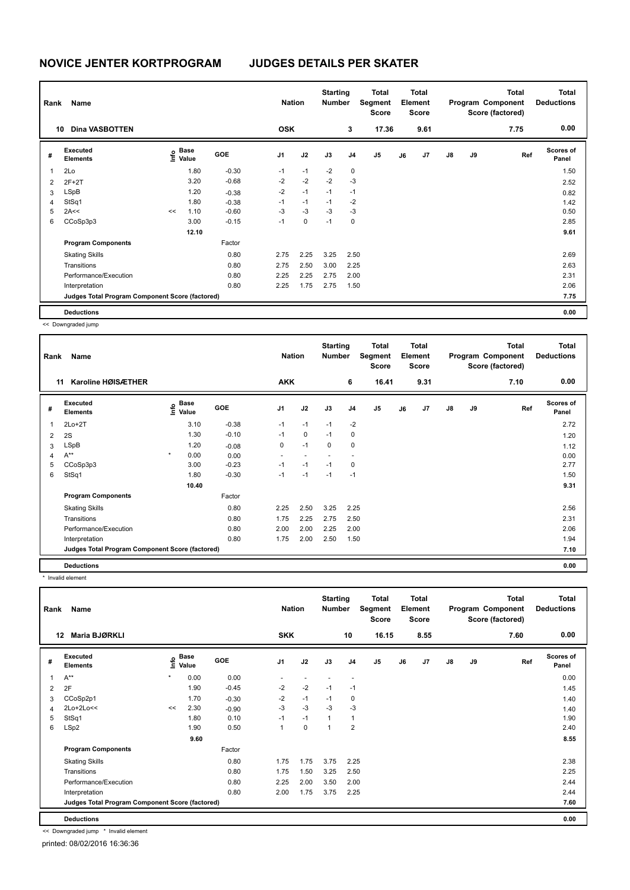# NOVICE JENTER KORTPROGRAM JUDGES DETAILS PER SKATER

| Rank | Name | Nation | Starting Number | Total Segment Score | Total Element Score | Total Program Component Score (factored) | Total Deductions |
|---|---|---|---|---|---|---|---|
| 10 | Dina VASBOTTEN | OSK | 3 | 17.36 | 9.61 | 7.75 | 0.00 |

| # | Executed Elements | Info | Base Value | GOE | J1 | J2 | J3 | J4 | J5 | J6 | J7 | J8 | J9 | Ref | Scores of Panel |
|---|---|---|---|---|---|---|---|---|---|---|---|---|---|---|---|
| 1 | 2Lo | | 1.80 | -0.30 | -1 | -1 | -2 | 0 | | | | | | | 1.50 |
| 2 | 2F+2T | | 3.20 | -0.68 | -2 | -2 | -2 | -3 | | | | | | | 2.52 |
| 3 | LSpB | | 1.20 | -0.38 | -2 | -1 | -1 | -1 | | | | | | | 0.82 |
| 4 | StSq1 | | 1.80 | -0.38 | -1 | -1 | -1 | -2 | | | | | | | 1.42 |
| 5 | 2A<< | << | 1.10 | -0.60 | -3 | -3 | -3 | -3 | | | | | | | 0.50 |
| 6 | CCoSp3p3 | | 3.00 | -0.15 | -1 | 0 | -1 | 0 | | | | | | | 2.85 |
| | | | 12.10 | | | | | | | | | | | | 9.61 |
| | **Program Components** | | | Factor | | | | | | | | | | | |
| | Skating Skills | | | 0.80 | 2.75 | 2.25 | 3.25 | 2.50 | | | | | | | 2.69 |
| | Transitions | | | 0.80 | 2.75 | 2.50 | 3.00 | 2.25 | | | | | | | 2.63 |
| | Performance/Execution | | | 0.80 | 2.25 | 2.25 | 2.75 | 2.00 | | | | | | | 2.31 |
| | Interpretation | | | 0.80 | 2.25 | 1.75 | 2.75 | 1.50 | | | | | | | 2.06 |
| | **Judges Total Program Component Score (factored)** | | | | | | | | | | | | | | 7.75 |
| | **Deductions** | | | | | | | | | | | | | | 0.00 |

<< Downgraded jump

| Rank | Name | Nation | Starting Number | Total Segment Score | Total Element Score | Total Program Component Score (factored) | Total Deductions |
|---|---|---|---|---|---|---|---|
| 11 | Karoline HØISÆTHER | AKK | 6 | 16.41 | 9.31 | 7.10 | 0.00 |

| # | Executed Elements | Info | Base Value | GOE | J1 | J2 | J3 | J4 | J5 | J6 | J7 | J8 | J9 | Ref | Scores of Panel |
|---|---|---|---|---|---|---|---|---|---|---|---|---|---|---|---|
| 1 | 2Lo+2T | | 3.10 | -0.38 | -1 | -1 | -1 | -2 | | | | | | | 2.72 |
| 2 | 2S | | 1.30 | -0.10 | -1 | 0 | -1 | 0 | | | | | | | 1.20 |
| 3 | LSpB | | 1.20 | -0.08 | 0 | -1 | 0 | 0 | | | | | | | 1.12 |
| 4 | A** | * | 0.00 | 0.00 | - | - | - | - | | | | | | | 0.00 |
| 5 | CCoSp3p3 | | 3.00 | -0.23 | -1 | -1 | -1 | 0 | | | | | | | 2.77 |
| 6 | StSq1 | | 1.80 | -0.30 | -1 | -1 | -1 | -1 | | | | | | | 1.50 |
| | | | 10.40 | | | | | | | | | | | | 9.31 |
| | **Program Components** | | | Factor | | | | | | | | | | | |
| | Skating Skills | | | 0.80 | 2.25 | 2.50 | 3.25 | 2.25 | | | | | | | 2.56 |
| | Transitions | | | 0.80 | 1.75 | 2.25 | 2.75 | 2.50 | | | | | | | 2.31 |
| | Performance/Execution | | | 0.80 | 2.00 | 2.00 | 2.25 | 2.00 | | | | | | | 2.06 |
| | Interpretation | | | 0.80 | 1.75 | 2.00 | 2.50 | 1.50 | | | | | | | 1.94 |
| | **Judges Total Program Component Score (factored)** | | | | | | | | | | | | | | 7.10 |
| | **Deductions** | | | | | | | | | | | | | | 0.00 |

* Invalid element

| Rank | Name | Nation | Starting Number | Total Segment Score | Total Element Score | Total Program Component Score (factored) | Total Deductions |
|---|---|---|---|---|---|---|---|
| 12 | Maria BJØRKLI | SKK | 10 | 16.15 | 8.55 | 7.60 | 0.00 |

| # | Executed Elements | Info | Base Value | GOE | J1 | J2 | J3 | J4 | J5 | J6 | J7 | J8 | J9 | Ref | Scores of Panel |
|---|---|---|---|---|---|---|---|---|---|---|---|---|---|---|---|
| 1 | A** | * | 0.00 | 0.00 | - | - | - | - | | | | | | | 0.00 |
| 2 | 2F | | 1.90 | -0.45 | -2 | -2 | -1 | -1 | | | | | | | 1.45 |
| 3 | CCoSp2p1 | | 1.70 | -0.30 | -2 | -1 | -1 | 0 | | | | | | | 1.40 |
| 4 | 2Lo+2Lo<< | << | 2.30 | -0.90 | -3 | -3 | -3 | -3 | | | | | | | 1.40 |
| 5 | StSq1 | | 1.80 | 0.10 | -1 | -1 | 1 | 1 | | | | | | | 1.90 |
| 6 | LSp2 | | 1.90 | 0.50 | 1 | 0 | 1 | 2 | | | | | | | 2.40 |
| | | | 9.60 | | | | | | | | | | | | 8.55 |
| | **Program Components** | | | Factor | | | | | | | | | | | |
| | Skating Skills | | | 0.80 | 1.75 | 1.75 | 3.75 | 2.25 | | | | | | | 2.38 |
| | Transitions | | | 0.80 | 1.75 | 1.50 | 3.25 | 2.50 | | | | | | | 2.25 |
| | Performance/Execution | | | 0.80 | 2.25 | 2.00 | 3.50 | 2.00 | | | | | | | 2.44 |
| | Interpretation | | | 0.80 | 2.00 | 1.75 | 3.75 | 2.25 | | | | | | | 2.44 |
| | **Judges Total Program Component Score (factored)** | | | | | | | | | | | | | | 7.60 |
| | **Deductions** | | | | | | | | | | | | | | 0.00 |

<< Downgraded jump * Invalid element

printed: 08/02/2016 16:36:36